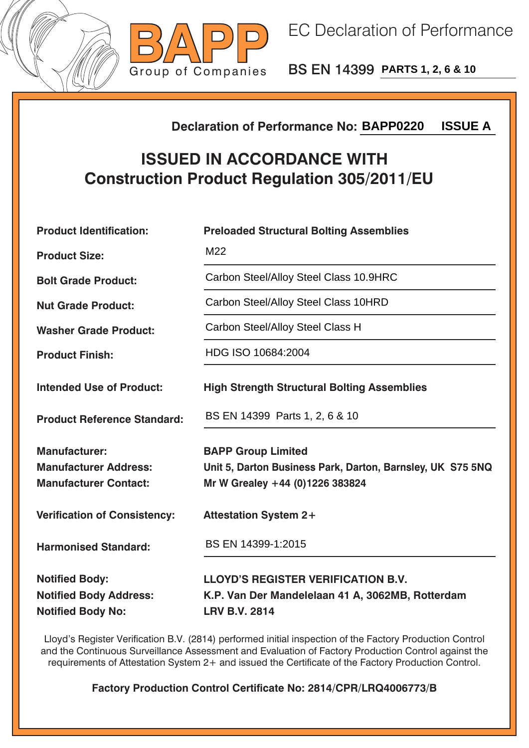# BAPP

Group of Companies

## EC Declaration of Performance

**BS EN 14399 PARTS 1, 2, 6 & 10**

**Declaration of Performance No: BAPP0220 ISSUE A**

## ISSUED IN ACCORDANCE WITH
## Construction Product Regulation 305/2011/EU

| | |
|---|---|
| **Product Identification:** | **Preloaded Structural Bolting Assemblies** |
| **Product Size:** | M22 |
| **Bolt Grade Product:** | Carbon Steel/Alloy Steel Class 10.9HRC |
| **Nut Grade Product:** | Carbon Steel/Alloy Steel Class 10HRD |
| **Washer Grade Product:** | Carbon Steel/Alloy Steel Class H |
| **Product Finish:** | HDG ISO 10684:2004 |
| **Intended Use of Product:** | **High Strength Structural Bolting Assemblies** |
| **Product Reference Standard:** | BS EN 14399 Parts 1, 2, 6 & 10 |
| **Manufacturer:** | **BAPP Group Limited** |
| **Manufacturer Address:** | **Unit 5, Darton Business Park, Darton, Barnsley, UK S75 5NQ** |
| **Manufacturer Contact:** | **Mr W Grealey +44 (0)1226 383824** |
| **Verification of Consistency:** | **Attestation System 2+** |
| **Harmonised Standard:** | BS EN 14399-1:2015 |
| **Notified Body:** | **LLOYD'S REGISTER VERIFICATION B.V.** |
| **Notified Body Address:** | **K.P. Van Der Mandelelaan 41 A, 3062MB, Rotterdam** |
| **Notified Body No:** | **LRV B.V. 2814** |

Lloyd's Register Verification B.V. (2814) performed initial inspection of the Factory Production Control and the Continuous Surveillance Assessment and Evaluation of Factory Production Control against the requirements of Attestation System 2+ and issued the Certificate of the Factory Production Control.

**Factory Production Control Certificate No: 2814/CPR/LRQ4006773/B**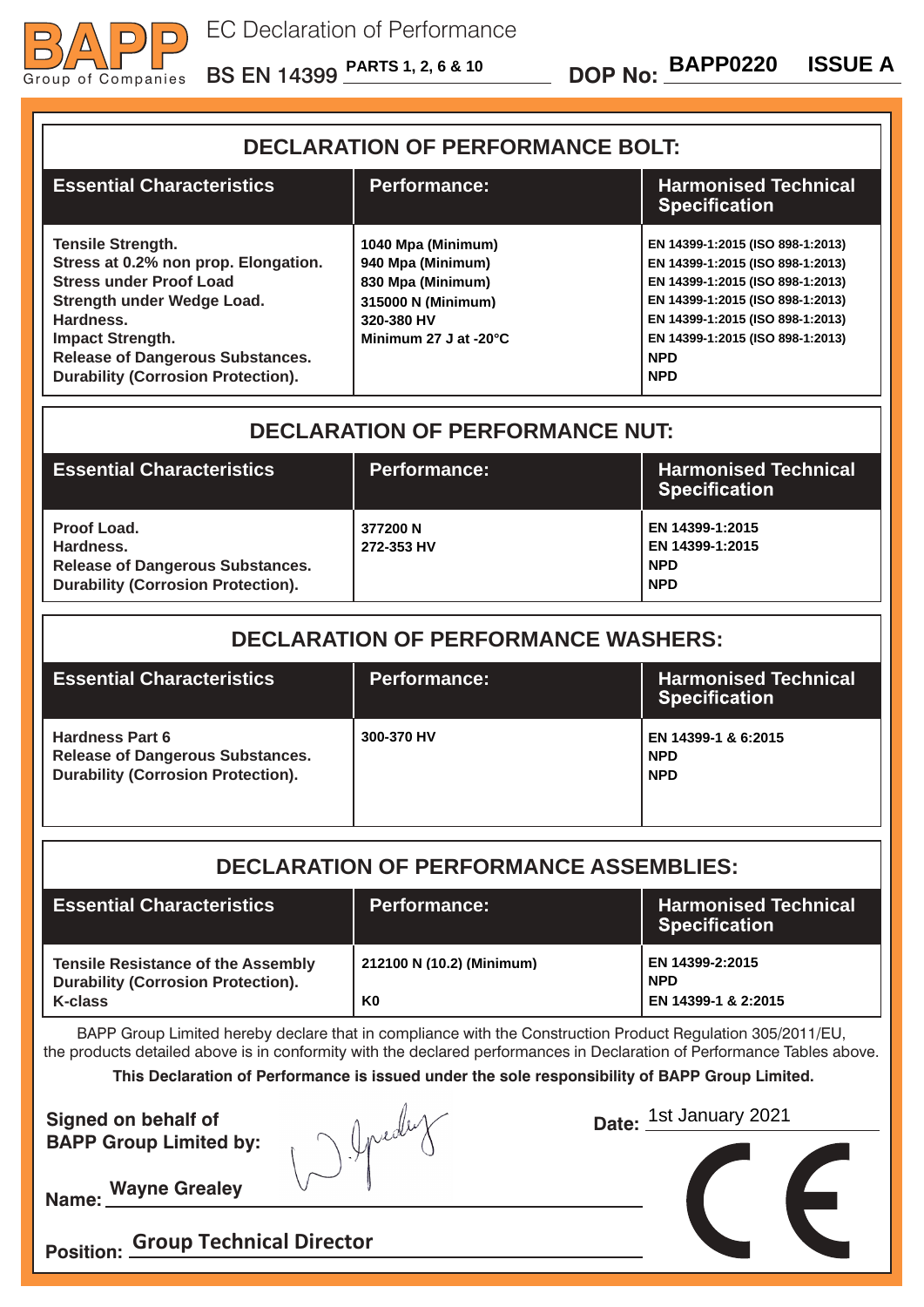BAPP Group of Companies

EC Declaration of Performance

BS EN 14399 PARTS 1, 2, 6 & 10 **DOP No:** BAPP0220 **ISSUE A**

## DECLARATION OF PERFORMANCE BOLT:

| Essential Characteristics | Performance: | Harmonised Technical Specification |
|---|---|---|
| Tensile Strength. | 1040 Mpa (Minimum) | EN 14399-1:2015 (ISO 898-1:2013) |
| Stress at 0.2% non prop. Elongation. | 940 Mpa (Minimum) | EN 14399-1:2015 (ISO 898-1:2013) |
| Stress under Proof Load | 830 Mpa (Minimum) | EN 14399-1:2015 (ISO 898-1:2013) |
| Strength under Wedge Load. | 315000 N (Minimum) | EN 14399-1:2015 (ISO 898-1:2013) |
| Hardness. | 320-380 HV | EN 14399-1:2015 (ISO 898-1:2013) |
| Impact Strength. | Minimum 27 J at -20°C | EN 14399-1:2015 (ISO 898-1:2013) |
| Release of Dangerous Substances. | | NPD |
| Durability (Corrosion Protection). | | NPD |

## DECLARATION OF PERFORMANCE NUT:

| Essential Characteristics | Performance: | Harmonised Technical Specification |
|---|---|---|
| Proof Load. | 377200 N | EN 14399-1:2015 |
| Hardness. | 272-353 HV | EN 14399-1:2015 |
| Release of Dangerous Substances. | | NPD |
| Durability (Corrosion Protection). | | NPD |

## DECLARATION OF PERFORMANCE WASHERS:

| Essential Characteristics | Performance: | Harmonised Technical Specification |
|---|---|---|
| Hardness Part 6 | 300-370 HV | EN 14399-1 & 6:2015 |
| Release of Dangerous Substances. | | NPD |
| Durability (Corrosion Protection). | | NPD |

## DECLARATION OF PERFORMANCE ASSEMBLIES:

| Essential Characteristics | Performance: | Harmonised Technical Specification |
|---|---|---|
| Tensile Resistance of the Assembly | 212100 N (10.2) (Minimum) | EN 14399-2:2015 |
| Durability (Corrosion Protection). | | NPD |
| K-class | K0 | EN 14399-1 & 2:2015 |

BAPP Group Limited hereby declare that in compliance with the Construction Product Regulation 305/2011/EU, the products detailed above is in conformity with the declared performances in Declaration of Performance Tables above.

**This Declaration of Performance is issued under the sole responsibility of BAPP Group Limited.**

**Signed on behalf of BAPP Group Limited by:**

**Date:** 1st January 2021

**Name:** Wayne Grealey

**Position:** Group Technical Director

CE